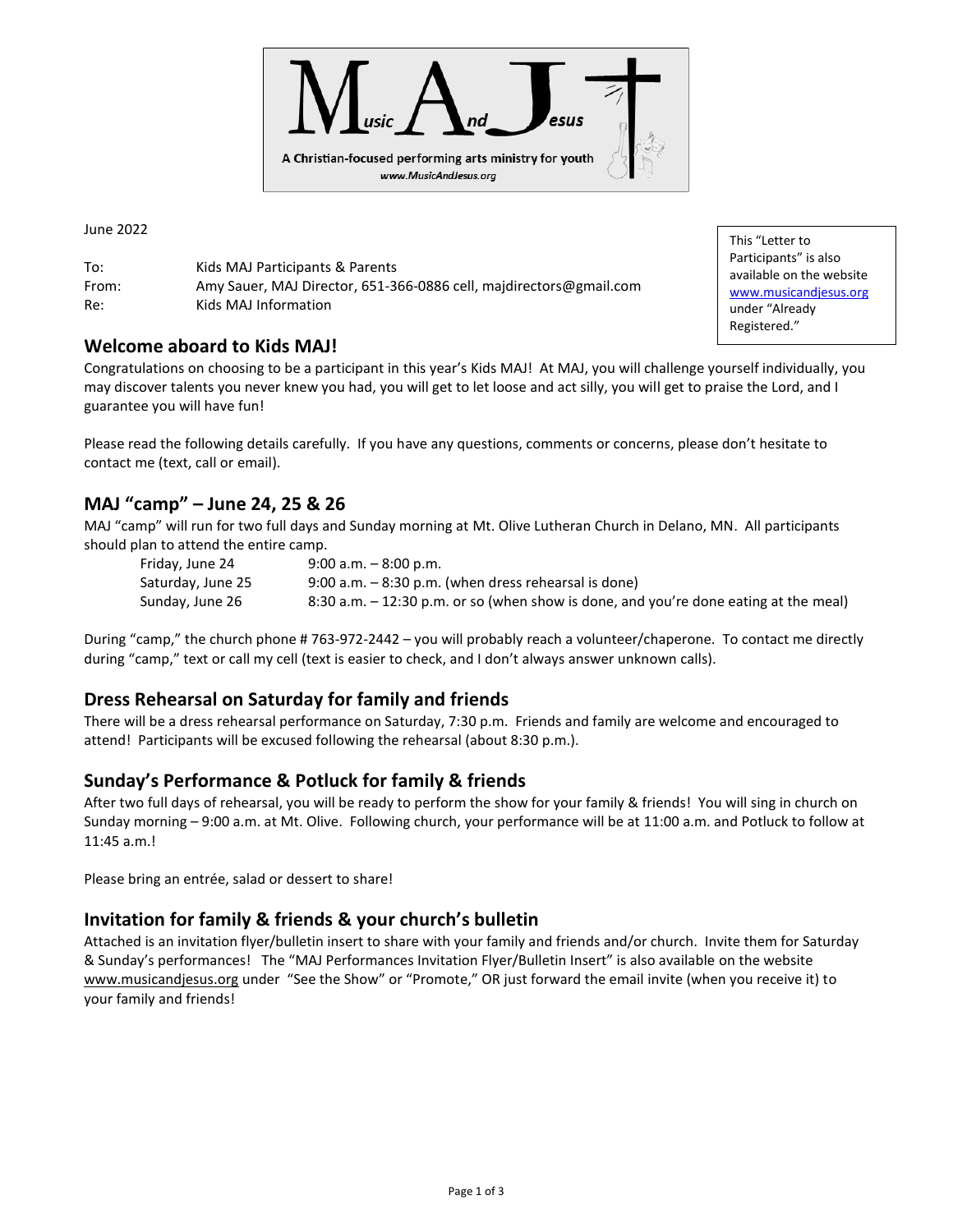# M.A.J. — Music And Jesus

A Christian-focused performing arts ministry for youth

www.MusicAndJesus.org

June 2022

This "Letter to Participants" is also available on the website www.musicandjesus.org under "Already Registered."

To: Kids MAJ Participants & Parents
From: Amy Sauer, MAJ Director, 651-366-0886 cell, majdirectors@gmail.com
Re: Kids MAJ Information

## Welcome aboard to Kids MAJ!

Congratulations on choosing to be a participant in this year's Kids MAJ! At MAJ, you will challenge yourself individually, you may discover talents you never knew you had, you will get to let loose and act silly, you will get to praise the Lord, and I guarantee you will have fun!

Please read the following details carefully. If you have any questions, comments or concerns, please don't hesitate to contact me (text, call or email).

## MAJ "camp" – June 24, 25 & 26

MAJ "camp" will run for two full days and Sunday morning at Mt. Olive Lutheran Church in Delano, MN. All participants should plan to attend the entire camp.

| | |
|---|---|
| Friday, June 24 | 9:00 a.m. – 8:00 p.m. |
| Saturday, June 25 | 9:00 a.m. – 8:30 p.m. (when dress rehearsal is done) |
| Sunday, June 26 | 8:30 a.m. – 12:30 p.m. or so (when show is done, and you're done eating at the meal) |

During "camp," the church phone # 763-972-2442 – you will probably reach a volunteer/chaperone. To contact me directly during "camp," text or call my cell (text is easier to check, and I don't always answer unknown calls).

## Dress Rehearsal on Saturday for family and friends

There will be a dress rehearsal performance on Saturday, 7:30 p.m. Friends and family are welcome and encouraged to attend! Participants will be excused following the rehearsal (about 8:30 p.m.).

## Sunday's Performance & Potluck for family & friends

After two full days of rehearsal, you will be ready to perform the show for your family & friends! You will sing in church on Sunday morning – 9:00 a.m. at Mt. Olive. Following church, your performance will be at 11:00 a.m. and Potluck to follow at 11:45 a.m.!

Please bring an entrée, salad or dessert to share!

## Invitation for family & friends & your church's bulletin

Attached is an invitation flyer/bulletin insert to share with your family and friends and/or church. Invite them for Saturday & Sunday's performances! The "MAJ Performances Invitation Flyer/Bulletin Insert" is also available on the website www.musicandjesus.org under "See the Show" or "Promote," OR just forward the email invite (when you receive it) to your family and friends!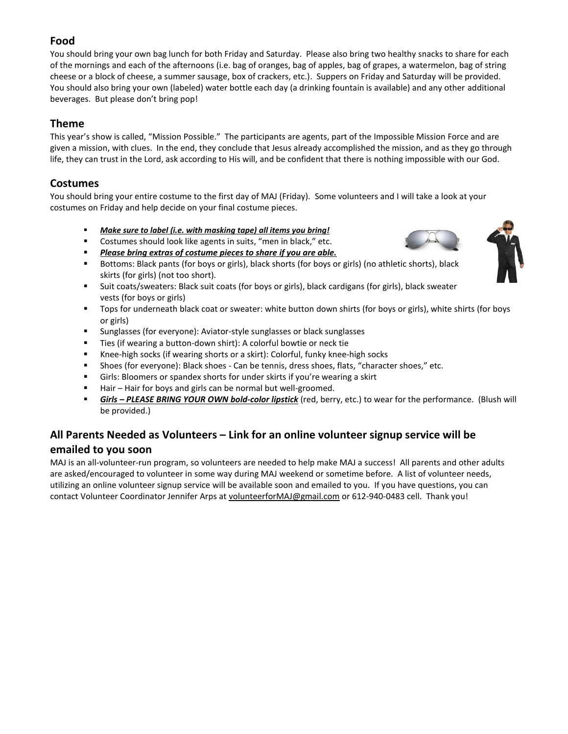## Food

You should bring your own bag lunch for both Friday and Saturday. Please also bring two healthy snacks to share for each of the mornings and each of the afternoons (i.e. bag of oranges, bag of apples, bag of grapes, a watermelon, bag of string cheese or a block of cheese, a summer sausage, box of crackers, etc.). Suppers on Friday and Saturday will be provided. You should also bring your own (labeled) water bottle each day (a drinking fountain is available) and any other additional beverages. But please don't bring pop!

## Theme

This year's show is called, "Mission Possible." The participants are agents, part of the Impossible Mission Force and are given a mission, with clues. In the end, they conclude that Jesus already accomplished the mission, and as they go through life, they can trust in the Lord, ask according to His will, and be confident that there is nothing impossible with our God.

## Costumes

You should bring your entire costume to the first day of MAJ (Friday). Some volunteers and I will take a look at your costumes on Friday and help decide on your final costume pieces.

- ***Make sure to label (i.e. with masking tape) all items you bring!***
- Costumes should look like agents in suits, "men in black," etc.
- ***Please bring extras of costume pieces to share if you are able.***
- Bottoms: Black pants (for boys or girls), black shorts (for boys or girls) (no athletic shorts), black skirts (for girls) (not too short).
- Suit coats/sweaters: Black suit coats (for boys or girls), black cardigans (for girls), black sweater vests (for boys or girls)
- Tops for underneath black coat or sweater: white button down shirts (for boys or girls), white shirts (for boys or girls)
- Sunglasses (for everyone): Aviator-style sunglasses or black sunglasses
- Ties (if wearing a button-down shirt): A colorful bowtie or neck tie
- Knee-high socks (if wearing shorts or a skirt): Colorful, funky knee-high socks
- Shoes (for everyone): Black shoes - Can be tennis, dress shoes, flats, "character shoes," etc.
- Girls: Bloomers or spandex shorts for under skirts if you're wearing a skirt
- Hair – Hair for boys and girls can be normal but well-groomed.
- ***Girls – PLEASE BRING YOUR OWN bold-color lipstick*** (red, berry, etc.) to wear for the performance. (Blush will be provided.)

## All Parents Needed as Volunteers – Link for an online volunteer signup service will be emailed to you soon

MAJ is an all-volunteer-run program, so volunteers are needed to help make MAJ a success! All parents and other adults are asked/encouraged to volunteer in some way during MAJ weekend or sometime before. A list of volunteer needs, utilizing an online volunteer signup service will be available soon and emailed to you. If you have questions, you can contact Volunteer Coordinator Jennifer Arps at volunteerforMAJ@gmail.com or 612-940-0483 cell. Thank you!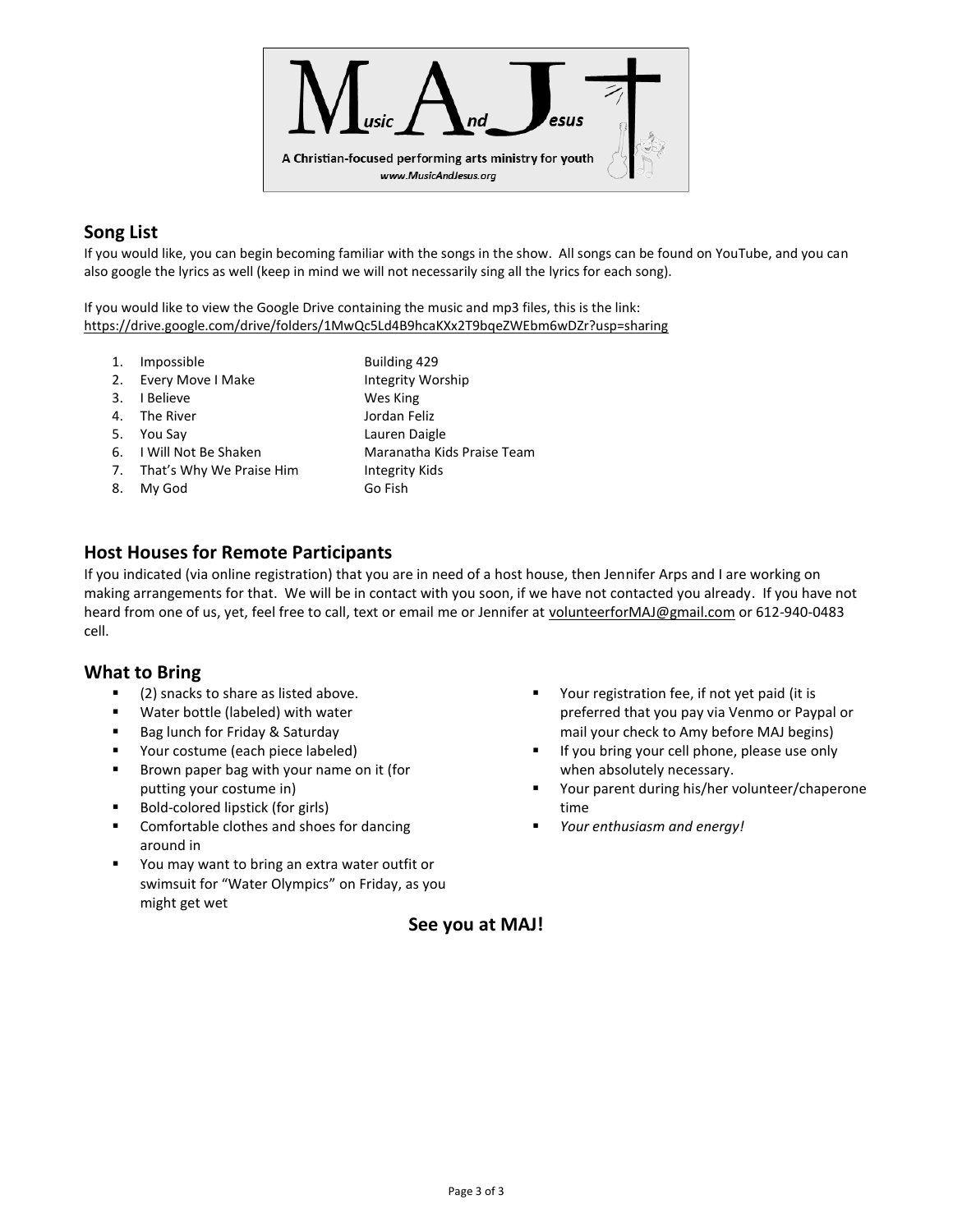# Music And Jesus

A Christian-focused performing arts ministry for youth

www.MusicAndJesus.org

## Song List

If you would like, you can begin becoming familiar with the songs in the show. All songs can be found on YouTube, and you can also google the lyrics as well (keep in mind we will not necessarily sing all the lyrics for each song).

If you would like to view the Google Drive containing the music and mp3 files, this is the link:
https://drive.google.com/drive/folders/1MwQc5Ld4B9hcaKXx2T9bqeZWEbm6wDZr?usp=sharing

| | | |
|---|---|---|
| 1. | Impossible | Building 429 |
| 2. | Every Move I Make | Integrity Worship |
| 3. | I Believe | Wes King |
| 4. | The River | Jordan Feliz |
| 5. | You Say | Lauren Daigle |
| 6. | I Will Not Be Shaken | Maranatha Kids Praise Team |
| 7. | That's Why We Praise Him | Integrity Kids |
| 8. | My God | Go Fish |

## Host Houses for Remote Participants

If you indicated (via online registration) that you are in need of a host house, then Jennifer Arps and I are working on making arrangements for that. We will be in contact with you soon, if we have not contacted you already. If you have not heard from one of us, yet, feel free to call, text or email me or Jennifer at volunteerforMAJ@gmail.com or 612-940-0483 cell.

## What to Bring

- (2) snacks to share as listed above.
- Water bottle (labeled) with water
- Bag lunch for Friday & Saturday
- Your costume (each piece labeled)
- Brown paper bag with your name on it (for putting your costume in)
- Bold-colored lipstick (for girls)
- Comfortable clothes and shoes for dancing around in
- You may want to bring an extra water outfit or swimsuit for "Water Olympics" on Friday, as you might get wet
- Your registration fee, if not yet paid (it is preferred that you pay via Venmo or Paypal or mail your check to Amy before MAJ begins)
- If you bring your cell phone, please use only when absolutely necessary.
- Your parent during his/her volunteer/chaperone time
- *Your enthusiasm and energy!*

**See you at MAJ!**